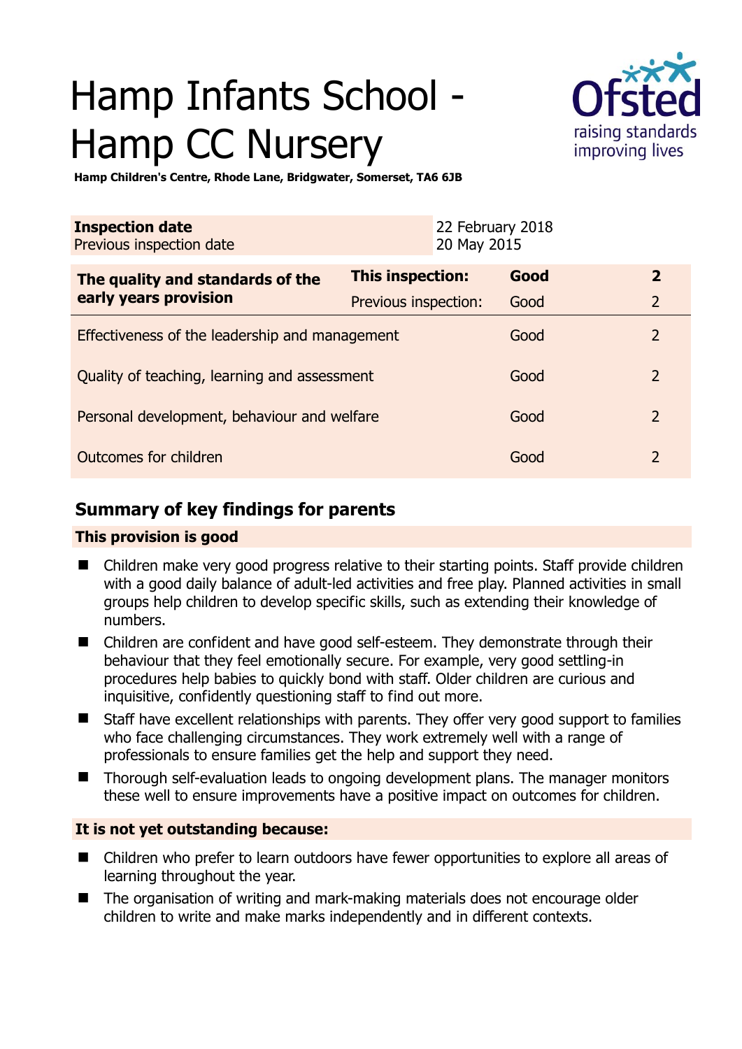# Hamp Infants School - Hamp CC Nursery

**Hamp Children's Centre, Rhode Lane, Bridgwater, Somerset, TA6 6JB**

| **Inspection date** | 22 February 2018 |
|---|---|
| Previous inspection date | 20 May 2015 |

| **The quality and standards of the early years provision** | **This inspection:** | **Good** | **2** |
|---|---|---|---|
| | Previous inspection: | Good | 2 |
| Effectiveness of the leadership and management | | Good | 2 |
| Quality of teaching, learning and assessment | | Good | 2 |
| Personal development, behaviour and welfare | | Good | 2 |
| Outcomes for children | | Good | 2 |

## Summary of key findings for parents

### This provision is good

- Children make very good progress relative to their starting points. Staff provide children with a good daily balance of adult-led activities and free play. Planned activities in small groups help children to develop specific skills, such as extending their knowledge of numbers.
- Children are confident and have good self-esteem. They demonstrate through their behaviour that they feel emotionally secure. For example, very good settling-in procedures help babies to quickly bond with staff. Older children are curious and inquisitive, confidently questioning staff to find out more.
- Staff have excellent relationships with parents. They offer very good support to families who face challenging circumstances. They work extremely well with a range of professionals to ensure families get the help and support they need.
- Thorough self-evaluation leads to ongoing development plans. The manager monitors these well to ensure improvements have a positive impact on outcomes for children.

### It is not yet outstanding because:

- Children who prefer to learn outdoors have fewer opportunities to explore all areas of learning throughout the year.
- The organisation of writing and mark-making materials does not encourage older children to write and make marks independently and in different contexts.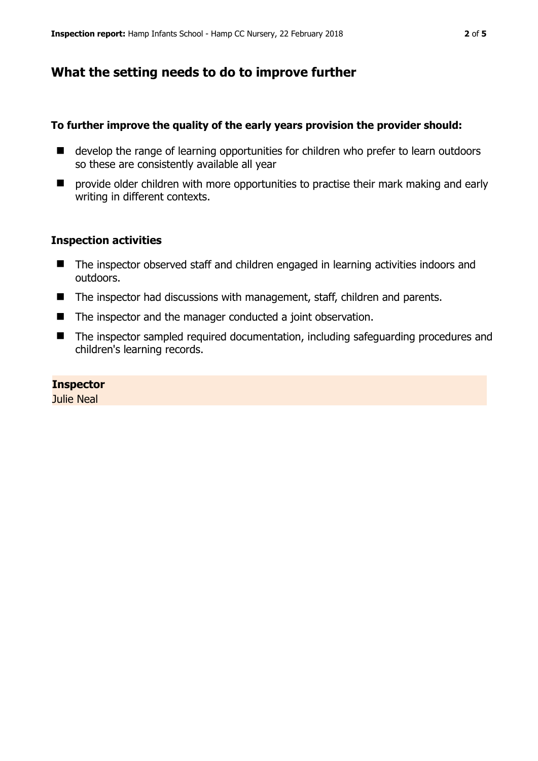## What the setting needs to do to improve further

**To further improve the quality of the early years provision the provider should:**

- develop the range of learning opportunities for children who prefer to learn outdoors so these are consistently available all year
- provide older children with more opportunities to practise their mark making and early writing in different contexts.

### Inspection activities

- The inspector observed staff and children engaged in learning activities indoors and outdoors.
- The inspector had discussions with management, staff, children and parents.
- The inspector and the manager conducted a joint observation.
- The inspector sampled required documentation, including safeguarding procedures and children's learning records.

**Inspector**
Julie Neal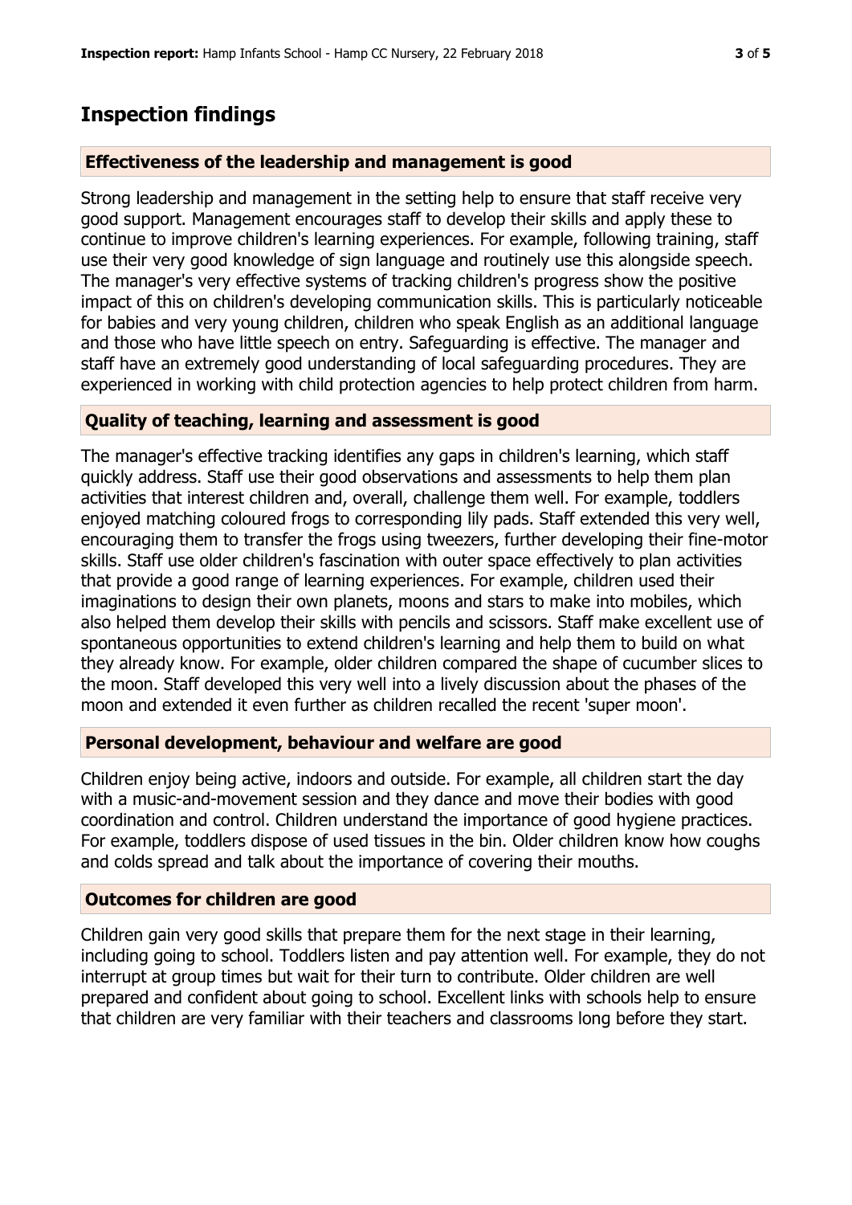## Inspection findings

### Effectiveness of the leadership and management is good

Strong leadership and management in the setting help to ensure that staff receive very good support. Management encourages staff to develop their skills and apply these to continue to improve children's learning experiences. For example, following training, staff use their very good knowledge of sign language and routinely use this alongside speech. The manager's very effective systems of tracking children's progress show the positive impact of this on children's developing communication skills. This is particularly noticeable for babies and very young children, children who speak English as an additional language and those who have little speech on entry. Safeguarding is effective. The manager and staff have an extremely good understanding of local safeguarding procedures. They are experienced in working with child protection agencies to help protect children from harm.

### Quality of teaching, learning and assessment is good

The manager's effective tracking identifies any gaps in children's learning, which staff quickly address. Staff use their good observations and assessments to help them plan activities that interest children and, overall, challenge them well. For example, toddlers enjoyed matching coloured frogs to corresponding lily pads. Staff extended this very well, encouraging them to transfer the frogs using tweezers, further developing their fine-motor skills. Staff use older children's fascination with outer space effectively to plan activities that provide a good range of learning experiences. For example, children used their imaginations to design their own planets, moons and stars to make into mobiles, which also helped them develop their skills with pencils and scissors. Staff make excellent use of spontaneous opportunities to extend children's learning and help them to build on what they already know. For example, older children compared the shape of cucumber slices to the moon. Staff developed this very well into a lively discussion about the phases of the moon and extended it even further as children recalled the recent 'super moon'.

### Personal development, behaviour and welfare are good

Children enjoy being active, indoors and outside. For example, all children start the day with a music-and-movement session and they dance and move their bodies with good coordination and control. Children understand the importance of good hygiene practices. For example, toddlers dispose of used tissues in the bin. Older children know how coughs and colds spread and talk about the importance of covering their mouths.

### Outcomes for children are good

Children gain very good skills that prepare them for the next stage in their learning, including going to school. Toddlers listen and pay attention well. For example, they do not interrupt at group times but wait for their turn to contribute. Older children are well prepared and confident about going to school. Excellent links with schools help to ensure that children are very familiar with their teachers and classrooms long before they start.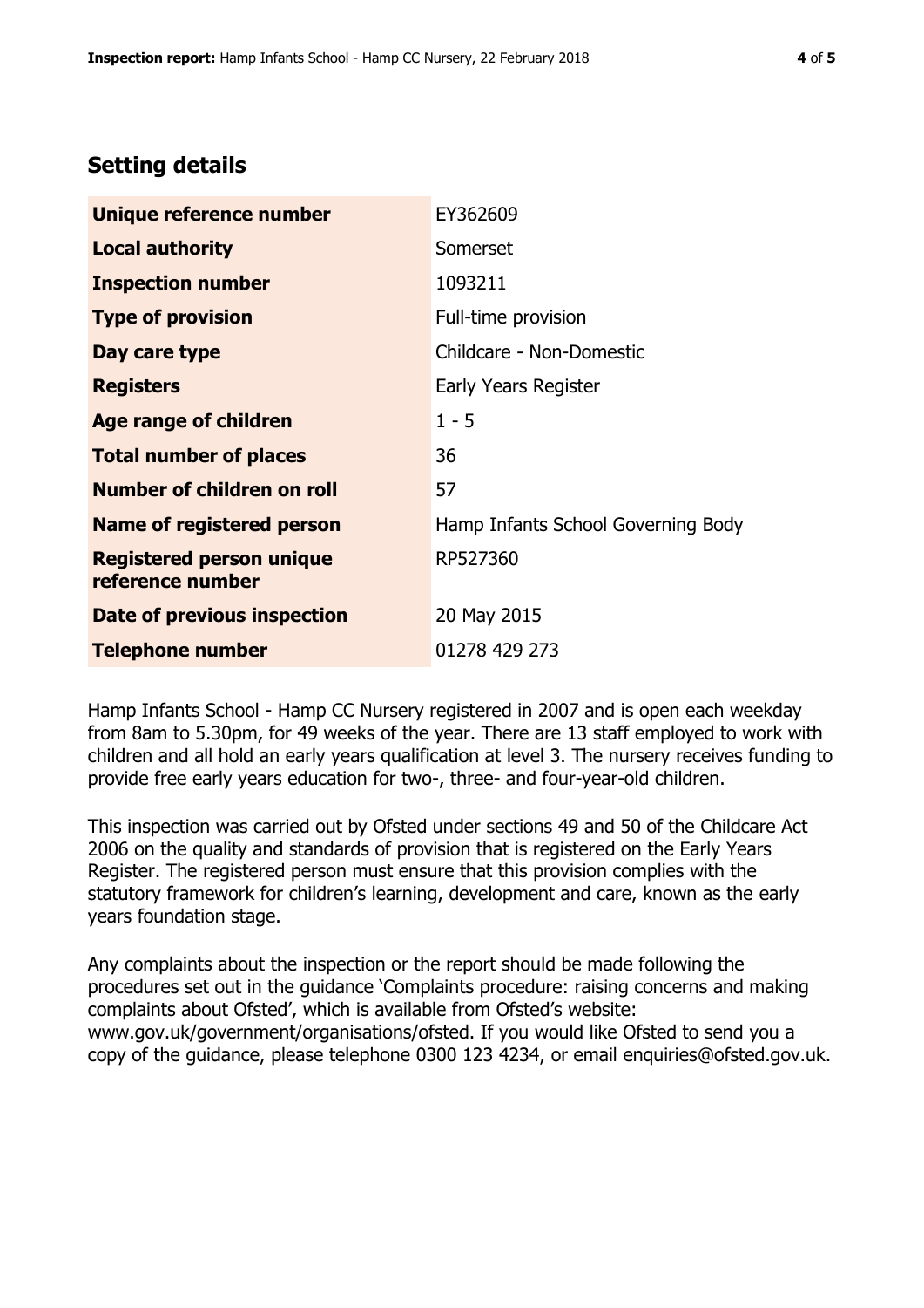## Setting details

| | |
|---|---|
| **Unique reference number** | EY362609 |
| **Local authority** | Somerset |
| **Inspection number** | 1093211 |
| **Type of provision** | Full-time provision |
| **Day care type** | Childcare - Non-Domestic |
| **Registers** | Early Years Register |
| **Age range of children** | 1 - 5 |
| **Total number of places** | 36 |
| **Number of children on roll** | 57 |
| **Name of registered person** | Hamp Infants School Governing Body |
| **Registered person unique reference number** | RP527360 |
| **Date of previous inspection** | 20 May 2015 |
| **Telephone number** | 01278 429 273 |

Hamp Infants School - Hamp CC Nursery registered in 2007 and is open each weekday from 8am to 5.30pm, for 49 weeks of the year. There are 13 staff employed to work with children and all hold an early years qualification at level 3. The nursery receives funding to provide free early years education for two-, three- and four-year-old children.

This inspection was carried out by Ofsted under sections 49 and 50 of the Childcare Act 2006 on the quality and standards of provision that is registered on the Early Years Register. The registered person must ensure that this provision complies with the statutory framework for children's learning, development and care, known as the early years foundation stage.

Any complaints about the inspection or the report should be made following the procedures set out in the guidance 'Complaints procedure: raising concerns and making complaints about Ofsted', which is available from Ofsted's website: www.gov.uk/government/organisations/ofsted. If you would like Ofsted to send you a copy of the guidance, please telephone 0300 123 4234, or email enquiries@ofsted.gov.uk.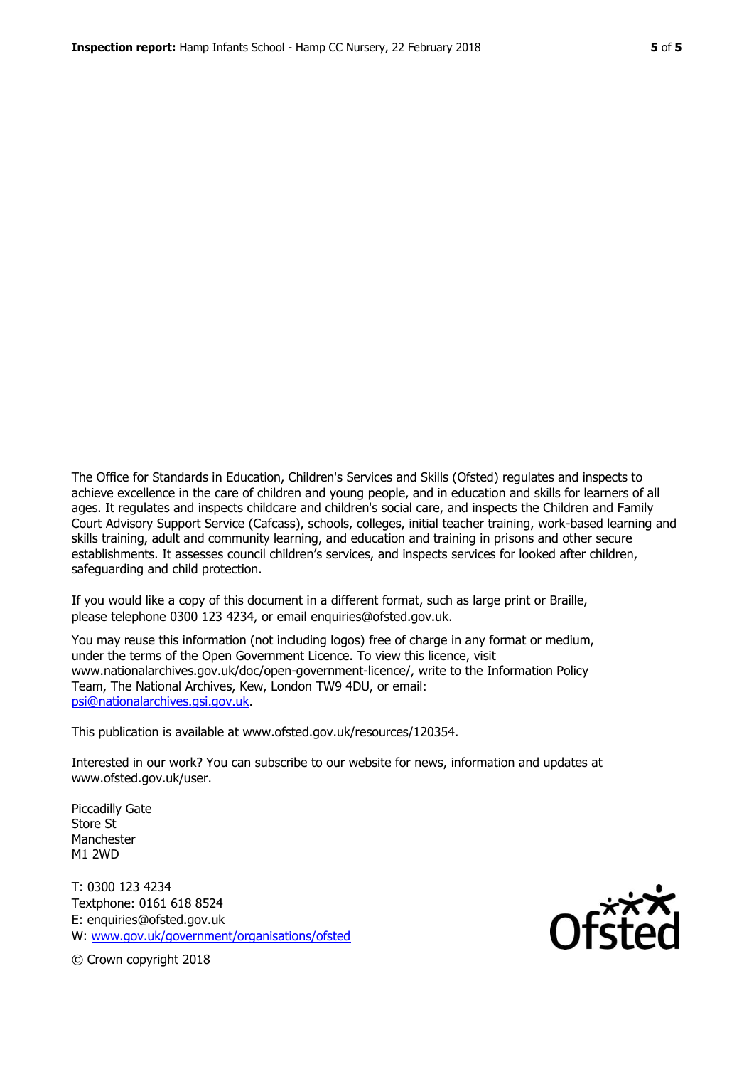The Office for Standards in Education, Children's Services and Skills (Ofsted) regulates and inspects to achieve excellence in the care of children and young people, and in education and skills for learners of all ages. It regulates and inspects childcare and children's social care, and inspects the Children and Family Court Advisory Support Service (Cafcass), schools, colleges, initial teacher training, work-based learning and skills training, adult and community learning, and education and training in prisons and other secure establishments. It assesses council children's services, and inspects services for looked after children, safeguarding and child protection.

If you would like a copy of this document in a different format, such as large print or Braille, please telephone 0300 123 4234, or email enquiries@ofsted.gov.uk.

You may reuse this information (not including logos) free of charge in any format or medium, under the terms of the Open Government Licence. To view this licence, visit www.nationalarchives.gov.uk/doc/open-government-licence/, write to the Information Policy Team, The National Archives, Kew, London TW9 4DU, or email: psi@nationalarchives.gsi.gov.uk.

This publication is available at www.ofsted.gov.uk/resources/120354.

Interested in our work? You can subscribe to our website for news, information and updates at www.ofsted.gov.uk/user.

Piccadilly Gate
Store St
Manchester
M1 2WD

T: 0300 123 4234
Textphone: 0161 618 8524
E: enquiries@ofsted.gov.uk
W: www.gov.uk/government/organisations/ofsted

© Crown copyright 2018